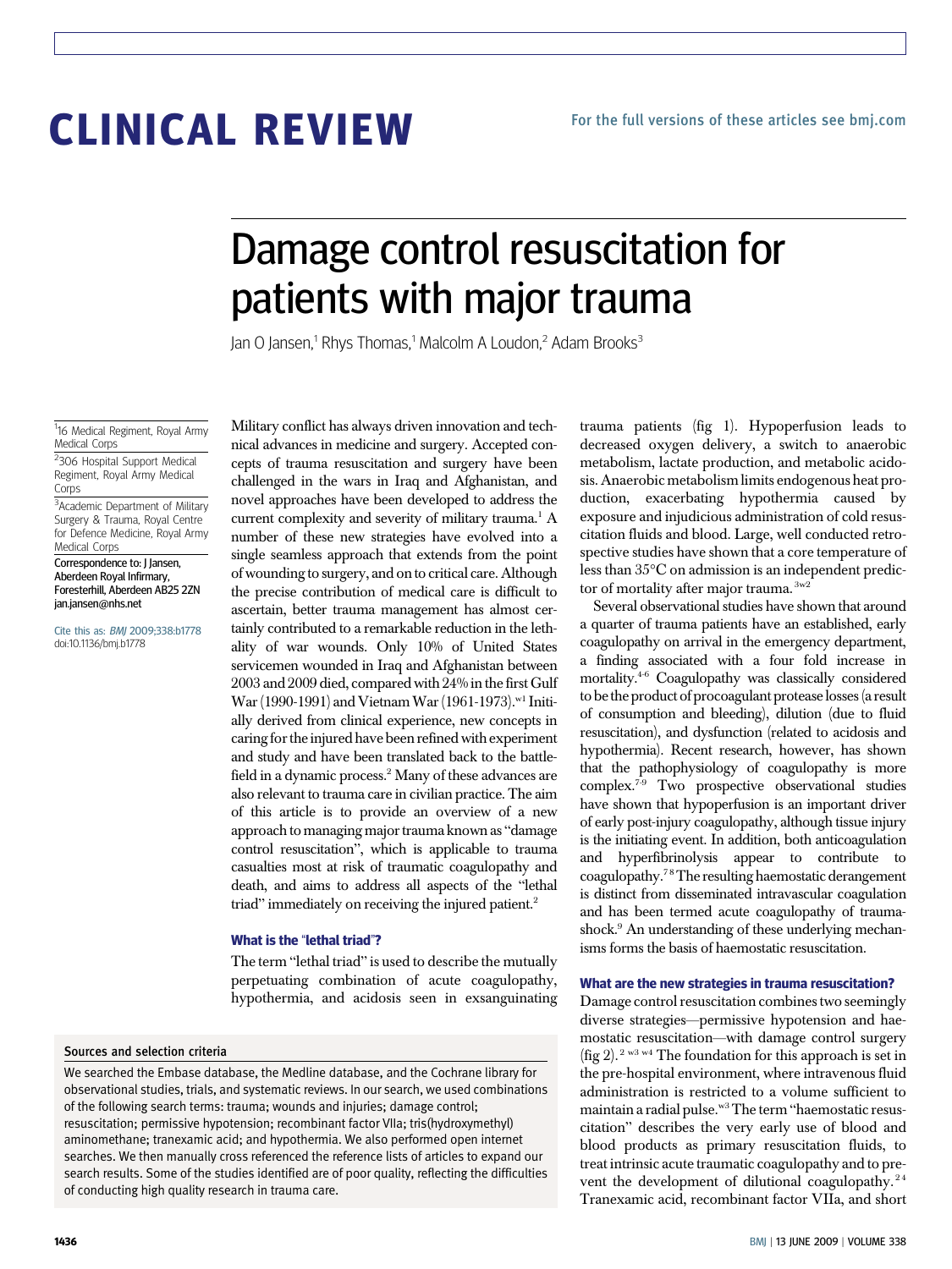# CLINICAL REVIEW

For the full versions of these articles see bmj.com

# Damage control resuscitation for patients with major trauma

Jan O Jansen,[1] Rhys Thomas,[1] Malcolm A Loudon,[2] Adam Brooks[3]

[1]16 Medical Regiment, Royal Army Medical Corps

[2]306 Hospital Support Medical Regiment, Royal Army Medical Corps

[3]Academic Department of Military Surgery & Trauma, Royal Centre for Defence Medicine, Royal Army Medical Corps

Correspondence to: J Jansen, Aberdeen Royal Infirmary, Foresterhill, Aberdeen AB25 2ZN jan.jansen@nhs.net

Cite this as: *BMJ* 2009;338:b1778 doi:10.1136/bmj.b1778

Military conflict has always driven innovation and technical advances in medicine and surgery. Accepted concepts of trauma resuscitation and surgery have been challenged in the wars in Iraq and Afghanistan, and novel approaches have been developed to address the current complexity and severity of military trauma.[1] A number of these new strategies have evolved into a single seamless approach that extends from the point of wounding to surgery, and on to critical care. Although the precise contribution of medical care is difficult to ascertain, better trauma management has almost certainly contributed to a remarkable reduction in the lethality of war wounds. Only 10% of United States servicemen wounded in Iraq and Afghanistan between 2003 and 2009 died, compared with 24% in the first Gulf War (1990-1991) and Vietnam War (1961-1973).[w1] Initially derived from clinical experience, new concepts in caring for the injured have been refined with experiment and study and have been translated back to the battlefield in a dynamic process.[2] Many of these advances are also relevant to trauma care in civilian practice. The aim of this article is to provide an overview of a new approach to managing major trauma known as "damage control resuscitation", which is applicable to trauma casualties most at risk of traumatic coagulopathy and death, and aims to address all aspects of the "lethal triad" immediately on receiving the injured patient.[2]

### What is the "lethal triad"?

The term "lethal triad" is used to describe the mutually perpetuating combination of acute coagulopathy, hypothermia, and acidosis seen in exsanguinating trauma patients (fig 1). Hypoperfusion leads to decreased oxygen delivery, a switch to anaerobic metabolism, lactate production, and metabolic acidosis. Anaerobic metabolism limits endogenous heat production, exacerbating hypothermia caused by exposure and injudicious administration of cold resuscitation fluids and blood. Large, well conducted retrospective studies have shown that a core temperature of less than 35°C on admission is an independent predictor of mortality after major trauma.[3,w2]

Several observational studies have shown that around a quarter of trauma patients have an established, early coagulopathy on arrival in the emergency department, a finding associated with a four fold increase in mortality.[4-6] Coagulopathy was classically considered to be the product of procoagulant protease losses (a result of consumption and bleeding), dilution (due to fluid resuscitation), and dysfunction (related to acidosis and hypothermia). Recent research, however, has shown that the pathophysiology of coagulopathy is more complex.[7-9] Two prospective observational studies have shown that hypoperfusion is an important driver of early post-injury coagulopathy, although tissue injury is the initiating event. In addition, both anticoagulation and hyperfibrinolysis appear to contribute to coagulopathy.[7,8] The resulting haemostatic derangement is distinct from disseminated intravascular coagulation and has been termed acute coagulopathy of trauma-shock.[9] An understanding of these underlying mechanisms forms the basis of haemostatic resuscitation.

### What are the new strategies in trauma resuscitation?

Damage control resuscitation combines two seemingly diverse strategies—permissive hypotension and haemostatic resuscitation—with damage control surgery (fig 2).[2,w3,w4] The foundation for this approach is set in the pre-hospital environment, where intravenous fluid administration is restricted to a volume sufficient to maintain a radial pulse.[w3] The term "haemostatic resuscitation" describes the very early use of blood and blood products as primary resuscitation fluids, to treat intrinsic acute traumatic coagulopathy and to prevent the development of dilutional coagulopathy.[2,4] Tranexamic acid, recombinant factor VIIa, and short

#### Sources and selection criteria

We searched the Embase database, the Medline database, and the Cochrane library for observational studies, trials, and systematic reviews. In our search, we used combinations of the following search terms: trauma; wounds and injuries; damage control; resuscitation; permissive hypotension; recombinant factor VIIa; tris(hydroxymethyl) aminomethane; tranexamic acid; and hypothermia. We also performed open internet searches. We then manually cross referenced the reference lists of articles to expand our search results. Some of the studies identified are of poor quality, reflecting the difficulties of conducting high quality research in trauma care.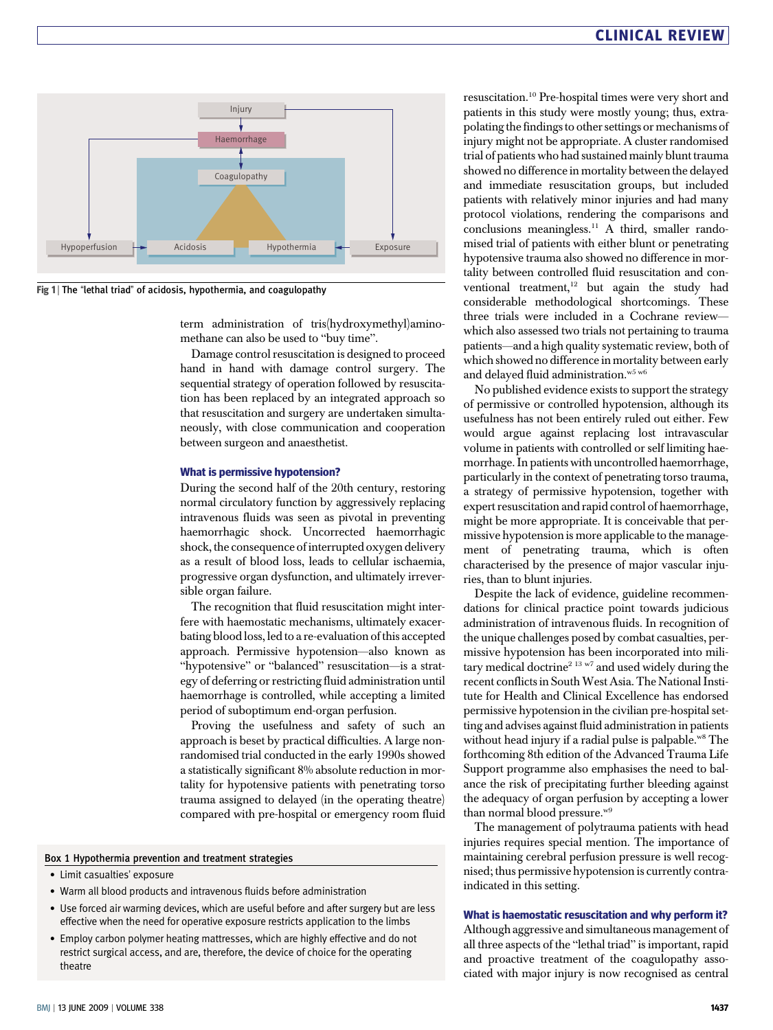Fig 1 | The "lethal triad" of acidosis, hypothermia, and coagulopathy

term administration of tris(hydroxymethyl)aminomethane can also be used to "buy time".

Damage control resuscitation is designed to proceed hand in hand with damage control surgery. The sequential strategy of operation followed by resuscitation has been replaced by an integrated approach so that resuscitation and surgery are undertaken simultaneously, with close communication and cooperation between surgeon and anaesthetist.

### What is permissive hypotension?

During the second half of the 20th century, restoring normal circulatory function by aggressively replacing intravenous fluids was seen as pivotal in preventing haemorrhagic shock. Uncorrected haemorrhagic shock, the consequence of interrupted oxygen delivery as a result of blood loss, leads to cellular ischaemia, progressive organ dysfunction, and ultimately irreversible organ failure.

The recognition that fluid resuscitation might interfere with haemostatic mechanisms, ultimately exacerbating blood loss, led to a re-evaluation of this accepted approach. Permissive hypotension—also known as "hypotensive" or "balanced" resuscitation—is a strategy of deferring or restricting fluid administration until haemorrhage is controlled, while accepting a limited period of suboptimum end-organ perfusion.

Proving the usefulness and safety of such an approach is beset by practical difficulties. A large non-randomised trial conducted in the early 1990s showed a statistically significant 8% absolute reduction in mortality for hypotensive patients with penetrating torso trauma assigned to delayed (in the operating theatre) compared with pre-hospital or emergency room fluid resuscitation.[10] Pre-hospital times were very short and patients in this study were mostly young; thus, extrapolating the findings to other settings or mechanisms of injury might not be appropriate. A cluster randomised trial of patients who had sustained mainly blunt trauma showed no difference in mortality between the delayed and immediate resuscitation groups, but included patients with relatively minor injuries and had many protocol violations, rendering the comparisons and conclusions meaningless.[11] A third, smaller randomised trial of patients with either blunt or penetrating hypotensive trauma also showed no difference in mortality between controlled fluid resuscitation and conventional treatment,[12] but again the study had considerable methodological shortcomings. These three trials were included in a Cochrane review—which also assessed two trials not pertaining to trauma patients—and a high quality systematic review, both of which showed no difference in mortality between early and delayed fluid administration.[w5 w6]

No published evidence exists to support the strategy of permissive or controlled hypotension, although its usefulness has not been entirely ruled out either. Few would argue against replacing lost intravascular volume in patients with controlled or self limiting haemorrhage. In patients with uncontrolled haemorrhage, particularly in the context of penetrating torso trauma, a strategy of permissive hypotension, together with expert resuscitation and rapid control of haemorrhage, might be more appropriate. It is conceivable that permissive hypotension is more applicable to the management of penetrating trauma, which is often characterised by the presence of major vascular injuries, than to blunt injuries.

Despite the lack of evidence, guideline recommendations for clinical practice point towards judicious administration of intravenous fluids. In recognition of the unique challenges posed by combat casualties, permissive hypotension has been incorporated into military medical doctrine[2 13 w7] and used widely during the recent conflicts in South West Asia. The National Institute for Health and Clinical Excellence has endorsed permissive hypotension in the civilian pre-hospital setting and advises against fluid administration in patients without head injury if a radial pulse is palpable.[w8] The forthcoming 8th edition of the Advanced Trauma Life Support programme also emphasises the need to balance the risk of precipitating further bleeding against the adequacy of organ perfusion by accepting a lower than normal blood pressure.[w9]

The management of polytrauma patients with head injuries requires special mention. The importance of maintaining cerebral perfusion pressure is well recognised; thus permissive hypotension is currently contraindicated in this setting.

**Box 1 Hypothermia prevention and treatment strategies**

- Limit casualties' exposure
- Warm all blood products and intravenous fluids before administration
- Use forced air warming devices, which are useful before and after surgery but are less effective when the need for operative exposure restricts application to the limbs
- Employ carbon polymer heating mattresses, which are highly effective and do not restrict surgical access, and are, therefore, the device of choice for the operating theatre

### What is haemostatic resuscitation and why perform it?

Although aggressive and simultaneous management of all three aspects of the "lethal triad" is important, rapid and proactive treatment of the coagulopathy associated with major injury is now recognised as central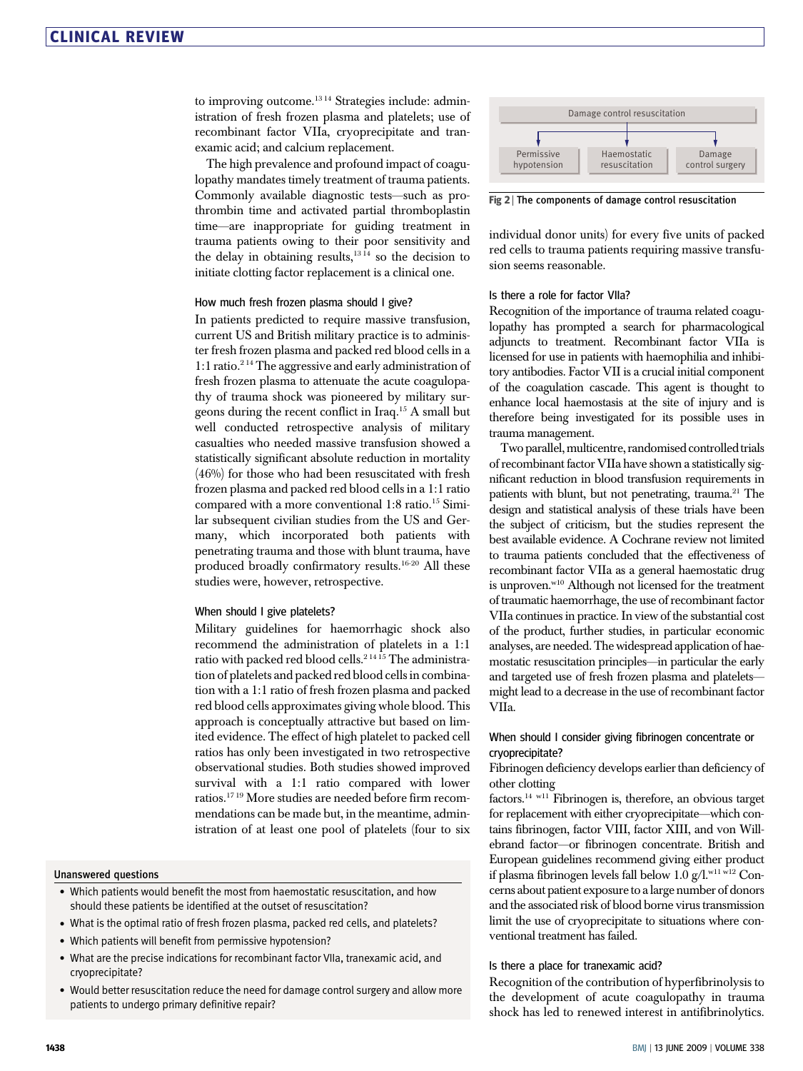to improving outcome.[13 14] Strategies include: administration of fresh frozen plasma and platelets; use of recombinant factor VIIa, cryoprecipitate and tranexamic acid; and calcium replacement.

The high prevalence and profound impact of coagulopathy mandates timely treatment of trauma patients. Commonly available diagnostic tests—such as prothrombin time and activated partial thromboplastin time—are inappropriate for guiding treatment in trauma patients owing to their poor sensitivity and the delay in obtaining results,[13 14] so the decision to initiate clotting factor replacement is a clinical one.

### How much fresh frozen plasma should I give?

In patients predicted to require massive transfusion, current US and British military practice is to administer fresh frozen plasma and packed red blood cells in a 1:1 ratio.[2 14] The aggressive and early administration of fresh frozen plasma to attenuate the acute coagulopathy of trauma shock was pioneered by military surgeons during the recent conflict in Iraq.[15] A small but well conducted retrospective analysis of military casualties who needed massive transfusion showed a statistically significant absolute reduction in mortality (46%) for those who had been resuscitated with fresh frozen plasma and packed red blood cells in a 1:1 ratio compared with a more conventional 1:8 ratio.[15] Similar subsequent civilian studies from the US and Germany, which incorporated both patients with penetrating trauma and those with blunt trauma, have produced broadly confirmatory results.[16-20] All these studies were, however, retrospective.

### When should I give platelets?

Military guidelines for haemorrhagic shock also recommend the administration of platelets in a 1:1 ratio with packed red blood cells.[2 14 15] The administration of platelets and packed red blood cells in combination with a 1:1 ratio of fresh frozen plasma and packed red blood cells approximates giving whole blood. This approach is conceptually attractive but based on limited evidence. The effect of high platelet to packed cell ratios has only been investigated in two retrospective observational studies. Both studies showed improved survival with a 1:1 ratio compared with lower ratios.[17 19] More studies are needed before firm recommendations can be made but, in the meantime, administration of at least one pool of platelets (four to six individual donor units) for every five units of packed red cells to trauma patients requiring massive transfusion seems reasonable.

Damage control resuscitation → Permissive hypotension | Haemostatic resuscitation | Damage control surgery

Fig 2 | The components of damage control resuscitation

### Is there a role for factor VIIa?

Recognition of the importance of trauma related coagulopathy has prompted a search for pharmacological adjuncts to treatment. Recombinant factor VIIa is licensed for use in patients with haemophilia and inhibitory antibodies. Factor VII is a crucial initial component of the coagulation cascade. This agent is thought to enhance local haemostasis at the site of injury and is therefore being investigated for its possible uses in trauma management.

Two parallel, multicentre, randomised controlled trials of recombinant factor VIIa have shown a statistically significant reduction in blood transfusion requirements in patients with blunt, but not penetrating, trauma.[21] The design and statistical analysis of these trials have been the subject of criticism, but the studies represent the best available evidence. A Cochrane review not limited to trauma patients concluded that the effectiveness of recombinant factor VIIa as a general haemostatic drug is unproven.[w10] Although not licensed for the treatment of traumatic haemorrhage, the use of recombinant factor VIIa continues in practice. In view of the substantial cost of the product, further studies, in particular economic analyses, are needed. The widespread application of haemostatic resuscitation principles—in particular the early and targeted use of fresh frozen plasma and platelets—might lead to a decrease in the use of recombinant factor VIIa.

### When should I consider giving fibrinogen concentrate or cryoprecipitate?

Fibrinogen deficiency develops earlier than deficiency of other clotting factors.[14 w11] Fibrinogen is, therefore, an obvious target for replacement with either cryoprecipitate—which contains fibrinogen, factor VIII, factor XIII, and von Willebrand factor—or fibrinogen concentrate. British and European guidelines recommend giving either product if plasma fibrinogen levels fall below 1.0 g/l.[w11 w12] Concerns about patient exposure to a large number of donors and the associated risk of blood borne virus transmission limit the use of cryoprecipitate to situations where conventional treatment has failed.

### Is there a place for tranexamic acid?

Recognition of the contribution of hyperfibrinolysis to the development of acute coagulopathy in trauma shock has led to renewed interest in antifibrinolytics.

#### Unanswered questions

- Which patients would benefit the most from haemostatic resuscitation, and how should these patients be identified at the outset of resuscitation?
- What is the optimal ratio of fresh frozen plasma, packed red cells, and platelets?
- Which patients will benefit from permissive hypotension?
- What are the precise indications for recombinant factor VIIa, tranexamic acid, and cryoprecipitate?
- Would better resuscitation reduce the need for damage control surgery and allow more patients to undergo primary definitive repair?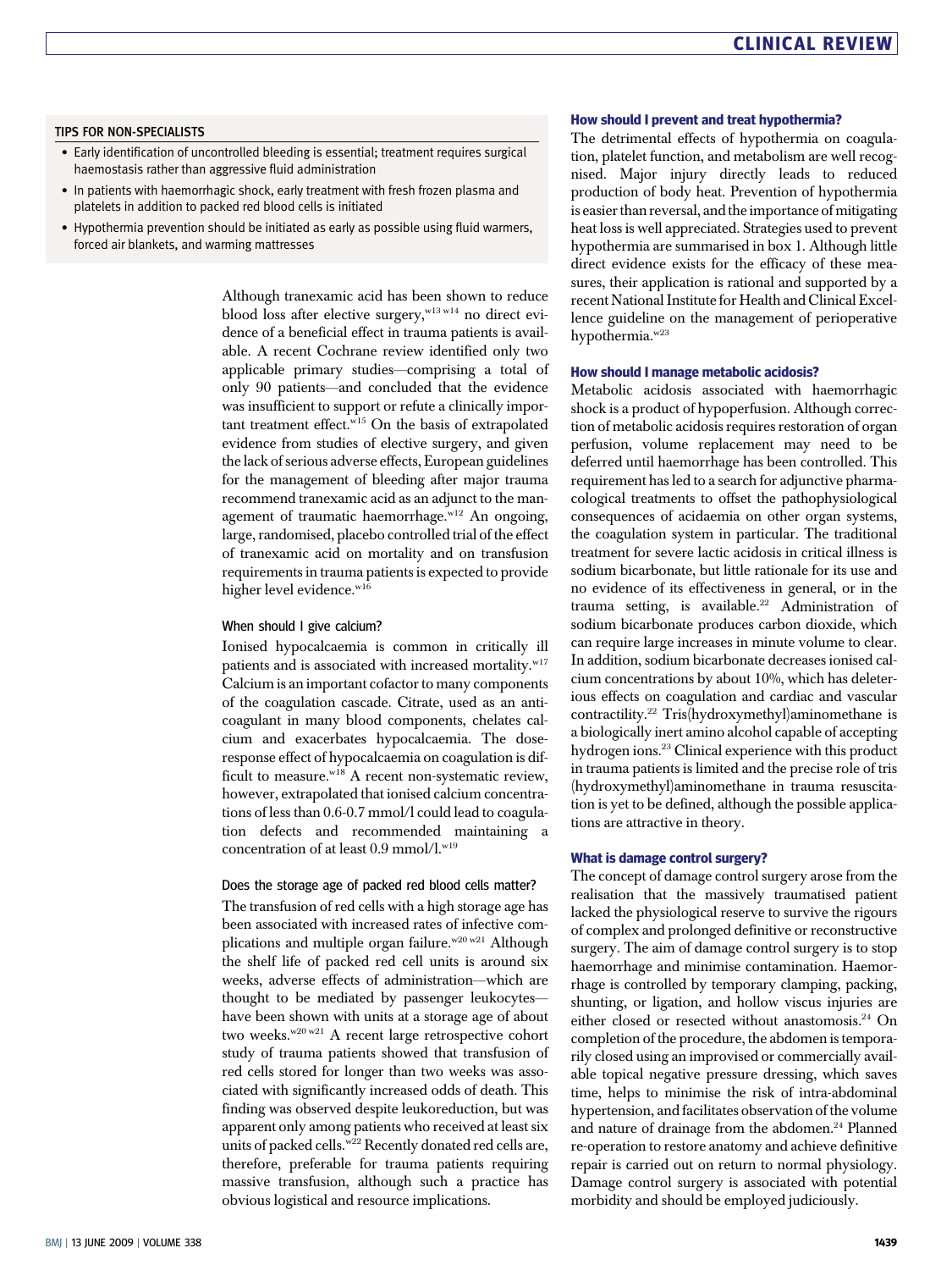### TIPS FOR NON-SPECIALISTS

- Early identification of uncontrolled bleeding is essential; treatment requires surgical haemostasis rather than aggressive fluid administration
- In patients with haemorrhagic shock, early treatment with fresh frozen plasma and platelets in addition to packed red blood cells is initiated
- Hypothermia prevention should be initiated as early as possible using fluid warmers, forced air blankets, and warming mattresses

Although tranexamic acid has been shown to reduce blood loss after elective surgery,[w13 w14] no direct evidence of a beneficial effect in trauma patients is available. A recent Cochrane review identified only two applicable primary studies—comprising a total of only 90 patients—and concluded that the evidence was insufficient to support or refute a clinically important treatment effect.[w15] On the basis of extrapolated evidence from studies of elective surgery, and given the lack of serious adverse effects, European guidelines for the management of bleeding after major trauma recommend tranexamic acid as an adjunct to the management of traumatic haemorrhage.[w12] An ongoing, large, randomised, placebo controlled trial of the effect of tranexamic acid on mortality and on transfusion requirements in trauma patients is expected to provide higher level evidence.[w16]

#### When should I give calcium?

Ionised hypocalcaemia is common in critically ill patients and is associated with increased mortality.[w17] Calcium is an important cofactor to many components of the coagulation cascade. Citrate, used as an anticoagulant in many blood components, chelates calcium and exacerbates hypocalcaemia. The dose-response effect of hypocalcaemia on coagulation is difficult to measure.[w18] A recent non-systematic review, however, extrapolated that ionised calcium concentrations of less than 0.6-0.7 mmol/l could lead to coagulation defects and recommended maintaining a concentration of at least 0.9 mmol/l.[w19]

#### Does the storage age of packed red blood cells matter?

The transfusion of red cells with a high storage age has been associated with increased rates of infective complications and multiple organ failure.[w20 w21] Although the shelf life of packed red cell units is around six weeks, adverse effects of administration—which are thought to be mediated by passenger leukocytes—have been shown with units at a storage age of about two weeks.[w20 w21] A recent large retrospective cohort study of trauma patients showed that transfusion of red cells stored for longer than two weeks was associated with significantly increased odds of death. This finding was observed despite leukoreduction, but was apparent only among patients who received at least six units of packed cells.[w22] Recently donated red cells are, therefore, preferable for trauma patients requiring massive transfusion, although such a practice has obvious logistical and resource implications.

### How should I prevent and treat hypothermia?

The detrimental effects of hypothermia on coagulation, platelet function, and metabolism are well recognised. Major injury directly leads to reduced production of body heat. Prevention of hypothermia is easier than reversal, and the importance of mitigating heat loss is well appreciated. Strategies used to prevent hypothermia are summarised in box 1. Although little direct evidence exists for the efficacy of these measures, their application is rational and supported by a recent National Institute for Health and Clinical Excellence guideline on the management of perioperative hypothermia.[w23]

### How should I manage metabolic acidosis?

Metabolic acidosis associated with haemorrhagic shock is a product of hypoperfusion. Although correction of metabolic acidosis requires restoration of organ perfusion, volume replacement may need to be deferred until haemorrhage has been controlled. This requirement has led to a search for adjunctive pharmacological treatments to offset the pathophysiological consequences of acidaemia on other organ systems, the coagulation system in particular. The traditional treatment for severe lactic acidosis in critical illness is sodium bicarbonate, but little rationale for its use and no evidence of its effectiveness in general, or in the trauma setting, is available.[22] Administration of sodium bicarbonate produces carbon dioxide, which can require large increases in minute volume to clear. In addition, sodium bicarbonate decreases ionised calcium concentrations by about 10%, which has deleterious effects on coagulation and cardiac and vascular contractility.[22] Tris(hydroxymethyl)aminomethane is a biologically inert amino alcohol capable of accepting hydrogen ions.[23] Clinical experience with this product in trauma patients is limited and the precise role of tris (hydroxymethyl)aminomethane in trauma resuscitation is yet to be defined, although the possible applications are attractive in theory.

### What is damage control surgery?

The concept of damage control surgery arose from the realisation that the massively traumatised patient lacked the physiological reserve to survive the rigours of complex and prolonged definitive or reconstructive surgery. The aim of damage control surgery is to stop haemorrhage and minimise contamination. Haemorrhage is controlled by temporary clamping, packing, shunting, or ligation, and hollow viscus injuries are either closed or resected without anastomosis.[24] On completion of the procedure, the abdomen is temporarily closed using an improvised or commercially available topical negative pressure dressing, which saves time, helps to minimise the risk of intra-abdominal hypertension, and facilitates observation of the volume and nature of drainage from the abdomen.[24] Planned re-operation to restore anatomy and achieve definitive repair is carried out on return to normal physiology. Damage control surgery is associated with potential morbidity and should be employed judiciously.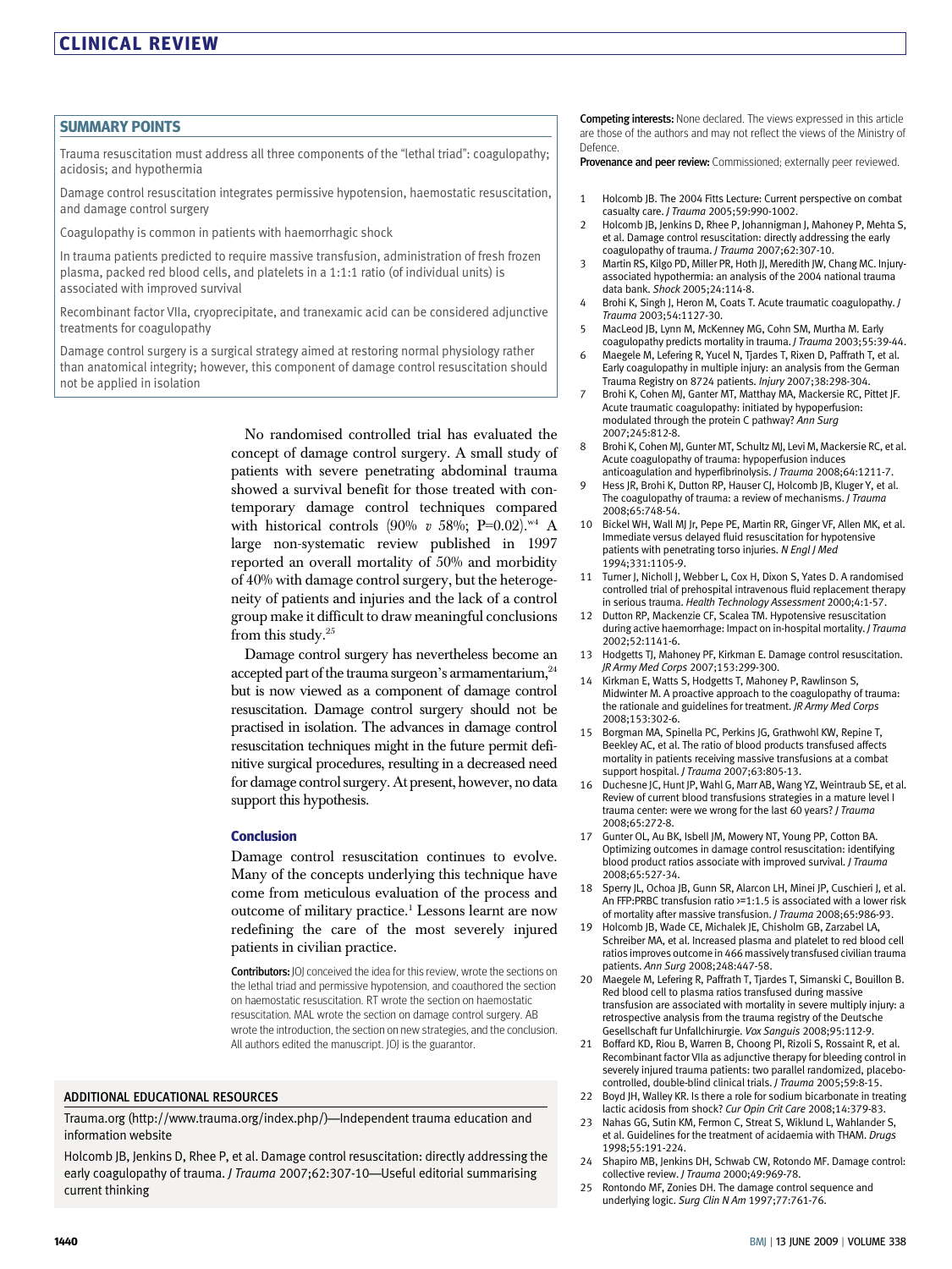## SUMMARY POINTS

Trauma resuscitation must address all three components of the "lethal triad": coagulopathy; acidosis; and hypothermia

Damage control resuscitation integrates permissive hypotension, haemostatic resuscitation, and damage control surgery

Coagulopathy is common in patients with haemorrhagic shock

In trauma patients predicted to require massive transfusion, administration of fresh frozen plasma, packed red blood cells, and platelets in a 1:1:1 ratio (of individual units) is associated with improved survival

Recombinant factor VIIa, cryoprecipitate, and tranexamic acid can be considered adjunctive treatments for coagulopathy

Damage control surgery is a surgical strategy aimed at restoring normal physiology rather than anatomical integrity; however, this component of damage control resuscitation should not be applied in isolation

No randomised controlled trial has evaluated the concept of damage control surgery. A small study of patients with severe penetrating abdominal trauma showed a survival benefit for those treated with contemporary damage control techniques compared with historical controls (90% *v* 58%; P=0.02).[w4] A large non-systematic review published in 1997 reported an overall mortality of 50% and morbidity of 40% with damage control surgery, but the heterogeneity of patients and injuries and the lack of a control group make it difficult to draw meaningful conclusions from this study.[25]

Damage control surgery has nevertheless become an accepted part of the trauma surgeon's armamentarium,[24] but is now viewed as a component of damage control resuscitation. Damage control surgery should not be practised in isolation. The advances in damage control resuscitation techniques might in the future permit definitive surgical procedures, resulting in a decreased need for damage control surgery. At present, however, no data support this hypothesis.

### Conclusion

Damage control resuscitation continues to evolve. Many of the concepts underlying this technique have come from meticulous evaluation of the process and outcome of military practice.[1] Lessons learnt are now redefining the care of the most severely injured patients in civilian practice.

**Contributors:** JOJ conceived the idea for this review, wrote the sections on the lethal triad and permissive hypotension, and coauthored the section on haemostatic resuscitation. RT wrote the section on haemostatic resuscitation. MAL wrote the section on damage control surgery. AB wrote the introduction, the section on new strategies, and the conclusion. All authors edited the manuscript. JOJ is the guarantor.

**Competing interests:** None declared. The views expressed in this article are those of the authors and may not reflect the views of the Ministry of Defence.

**Provenance and peer review:** Commissioned; externally peer reviewed.

## ADDITIONAL EDUCATIONAL RESOURCES

Trauma.org (http://www.trauma.org/index.php/)—Independent trauma education and information website

Holcomb JB, Jenkins D, Rhee P, et al. Damage control resuscitation: directly addressing the early coagulopathy of trauma. *J Trauma* 2007;62:307-10—Useful editorial summarising current thinking

1. Holcomb JB. The 2004 Fitts Lecture: Current perspective on combat casualty care. *J Trauma* 2005;59:990-1002.
2. Holcomb JB, Jenkins D, Rhee P, Johannigman J, Mahoney P, Mehta S, et al. Damage control resuscitation: directly addressing the early coagulopathy of trauma. *J Trauma* 2007;62:307-10.
3. Martin RS, Kilgo PD, Miller PR, Hoth JJ, Meredith JW, Chang MC. Injury-associated hypothermia: an analysis of the 2004 national trauma data bank. *Shock* 2005;24:114-8.
4. Brohi K, Singh J, Heron M, Coats T. Acute traumatic coagulopathy. *J Trauma* 2003;54:1127-30.
5. MacLeod JB, Lynn M, McKenney MG, Cohn SM, Murtha M. Early coagulopathy predicts mortality in trauma. *J Trauma* 2003;55:39-44.
6. Maegele M, Lefering R, Yucel N, Tjardes T, Rixen D, Paffrath T, et al. Early coagulopathy in multiple injury: an analysis from the German Trauma Registry on 8724 patients. *Injury* 2007;38:298-304.
7. Brohi K, Cohen MJ, Ganter MT, Matthay MA, Mackersie RC, Pittet JF. Acute traumatic coagulopathy: initiated by hypoperfusion: modulated through the protein C pathway? *Ann Surg* 2007;245:812-8.
8. Brohi K, Cohen MJ, Gunter MT, Schultz MJ, Levi M, Mackersie RC, et al. Acute coagulopathy of trauma: hypoperfusion induces anticoagulation and hyperfibrinolysis. *J Trauma* 2008;64:1211-7.
9. Hess JR, Brohi K, Dutton RP, Hauser CJ, Holcomb JB, Kluger Y, et al. The coagulopathy of trauma: a review of mechanisms. *J Trauma* 2008;65:748-54.
10. Bickel WH, Wall MJ Jr, Pepe PE, Martin RR, Ginger VF, Allen MK, et al. Immediate versus delayed fluid resuscitation for hypotensive patients with penetrating torso injuries. *N Engl J Med* 1994;331:1105-9.
11. Turner J, Nicholl J, Webber L, Cox H, Dixon S, Yates D. A randomised controlled trial of prehospital intravenous fluid replacement therapy in serious trauma. *Health Technology Assessment* 2000;4:1-57.
12. Dutton RP, Mackenzie CF, Scalea TM. Hypotensive resuscitation during active haemorrhage: Impact on in-hospital mortality. *J Trauma* 2002;52:1141-6.
13. Hodgetts TJ, Mahoney PF, Kirkman E. Damage control resuscitation. *JR Army Med Corps* 2007;153:299-300.
14. Kirkman E, Watts S, Hodgetts T, Mahoney P, Rawlinson S, Midwinter M. A proactive approach to the coagulopathy of trauma: the rationale and guidelines for treatment. *JR Army Med Corps* 2008;153:302-6.
15. Borgman MA, Spinella PC, Perkins JG, Grathwohl KW, Repine T, Beekley AC, et al. The ratio of blood products transfused affects mortality in patients receiving massive transfusions at a combat support hospital. *J Trauma* 2007;63:805-13.
16. Duchesne JC, Hunt JP, Wahl G, Marr AB, Wang YZ, Weintraub SE, et al. Review of current blood transfusions strategies in a mature level I trauma center: were we wrong for the last 60 years? *J Trauma* 2008;65:272-8.
17. Gunter OL, Au BK, Isbell JM, Mowery NT, Young PP, Cotton BA. Optimizing outcomes in damage control resuscitation: identifying blood product ratios associate with improved survival. *J Trauma* 2008;65:527-34.
18. Sperry JL, Ochoa JB, Gunn SR, Alarcon LH, Minei JP, Cuschieri J, et al. An FFP:PRBC transfusion ratio >=1:1.5 is associated with a lower risk of mortality after massive transfusion. *J Trauma* 2008;65:986-93.
19. Holcomb JB, Wade CE, Michalek JE, Chisholm GB, Zarzabal LA, Schreiber MA, et al. Increased plasma and platelet to red blood cell ratios improves outcome in 466 massively transfused civilian trauma patients. *Ann Surg* 2008;248:447-58.
20. Maegele M, Lefering R, Paffrath T, Tjardes T, Simanski C, Bouillon B. Red blood cell to plasma ratios transfused during massive transfusion are associated with mortality in severe multiply injury: a retrospective analysis from the trauma registry of the Deutsche Gesellschaft fur Unfallchirurgie. *Vox Sanguis* 2008;95:112-9.
21. Boffard KD, Riou B, Warren B, Choong PI, Rizoli S, Rossaint R, et al. Recombinant factor VIIa as adjunctive therapy for bleeding control in severely injured trauma patients: two parallel randomized, placebo-controlled, double-blind clinical trials. *J Trauma* 2005;59:8-15.
22. Boyd JH, Walley KR. Is there a role for sodium bicarbonate in treating lactic acidosis from shock? *Cur Opin Crit Care* 2008;14:379-83.
23. Nahas GG, Sutin KM, Fermon C, Streat S, Wiklund L, Wahlander S, et al. Guidelines for the treatment of acidaemia with THAM. *Drugs* 1998;55:191-224.
24. Shapiro MB, Jenkins DH, Schwab CW, Rotondo MF. Damage control: collective review. *J Trauma* 2000;49:969-78.
25. Rontondo MF, Zonies DH. The damage control sequence and underlying logic. *Surg Clin N Am* 1997;77:761-76.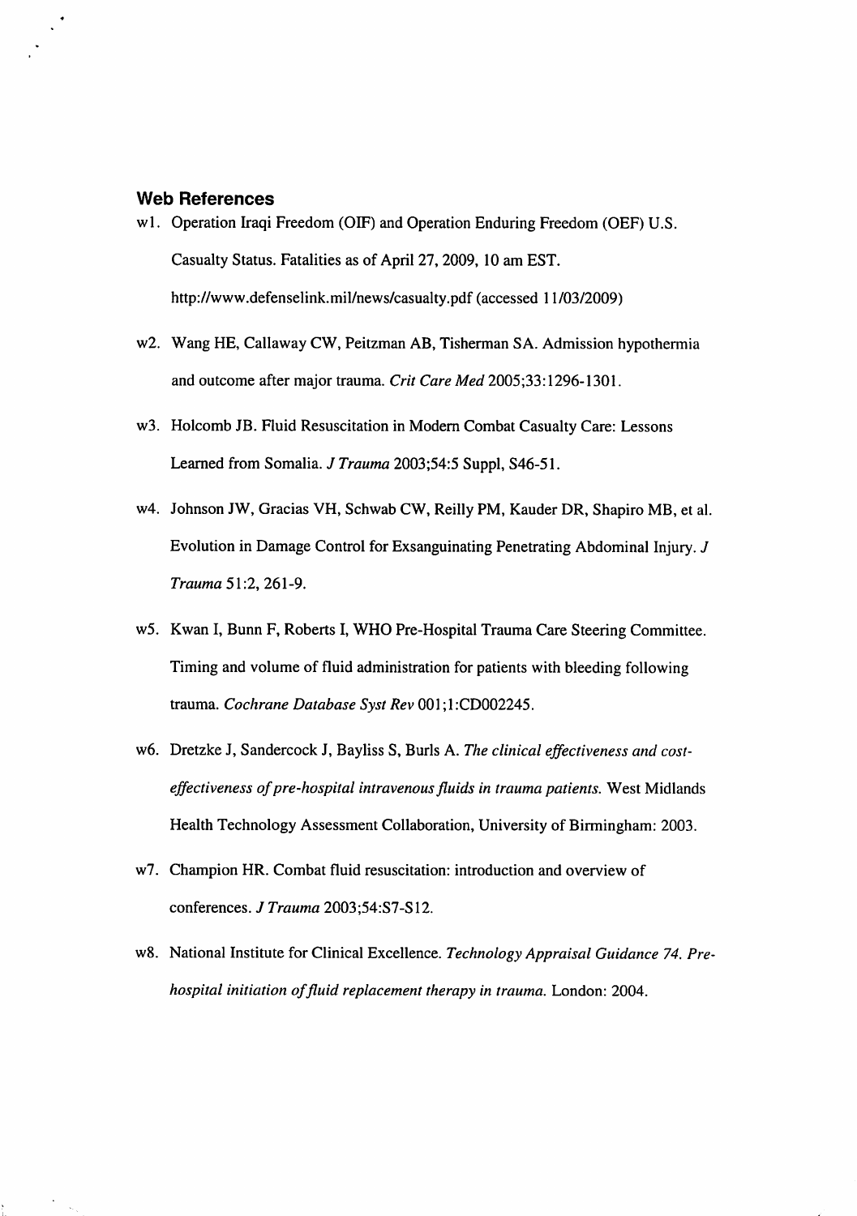### Web References

w1. Operation Iraqi Freedom (OIF) and Operation Enduring Freedom (OEF) U.S. Casualty Status. Fatalities as of April 27, 2009, 10 am EST. http://www.defenselink.mil/news/casualty.pdf (accessed 11/03/2009)

w2. Wang HE, Callaway CW, Peitzman AB, Tisherman SA. Admission hypothermia and outcome after major trauma. *Crit Care Med* 2005;33:1296-1301.

w3. Holcomb JB. Fluid Resuscitation in Modern Combat Casualty Care: Lessons Learned from Somalia. *J Trauma* 2003;54:5 Suppl, S46-51.

w4. Johnson JW, Gracias VH, Schwab CW, Reilly PM, Kauder DR, Shapiro MB, et al. Evolution in Damage Control for Exsanguinating Penetrating Abdominal Injury. *J Trauma* 51:2, 261-9.

w5. Kwan I, Bunn F, Roberts I, WHO Pre-Hospital Trauma Care Steering Committee. Timing and volume of fluid administration for patients with bleeding following trauma. *Cochrane Database Syst Rev* 001;1:CD002245.

w6. Dretzke J, Sandercock J, Bayliss S, Burls A. *The clinical effectiveness and cost-effectiveness of pre-hospital intravenous fluids in trauma patients.* West Midlands Health Technology Assessment Collaboration, University of Birmingham: 2003.

w7. Champion HR. Combat fluid resuscitation: introduction and overview of conferences. *J Trauma* 2003;54:S7-S12.

w8. National Institute for Clinical Excellence. *Technology Appraisal Guidance 74. Pre-hospital initiation of fluid replacement therapy in trauma.* London: 2004.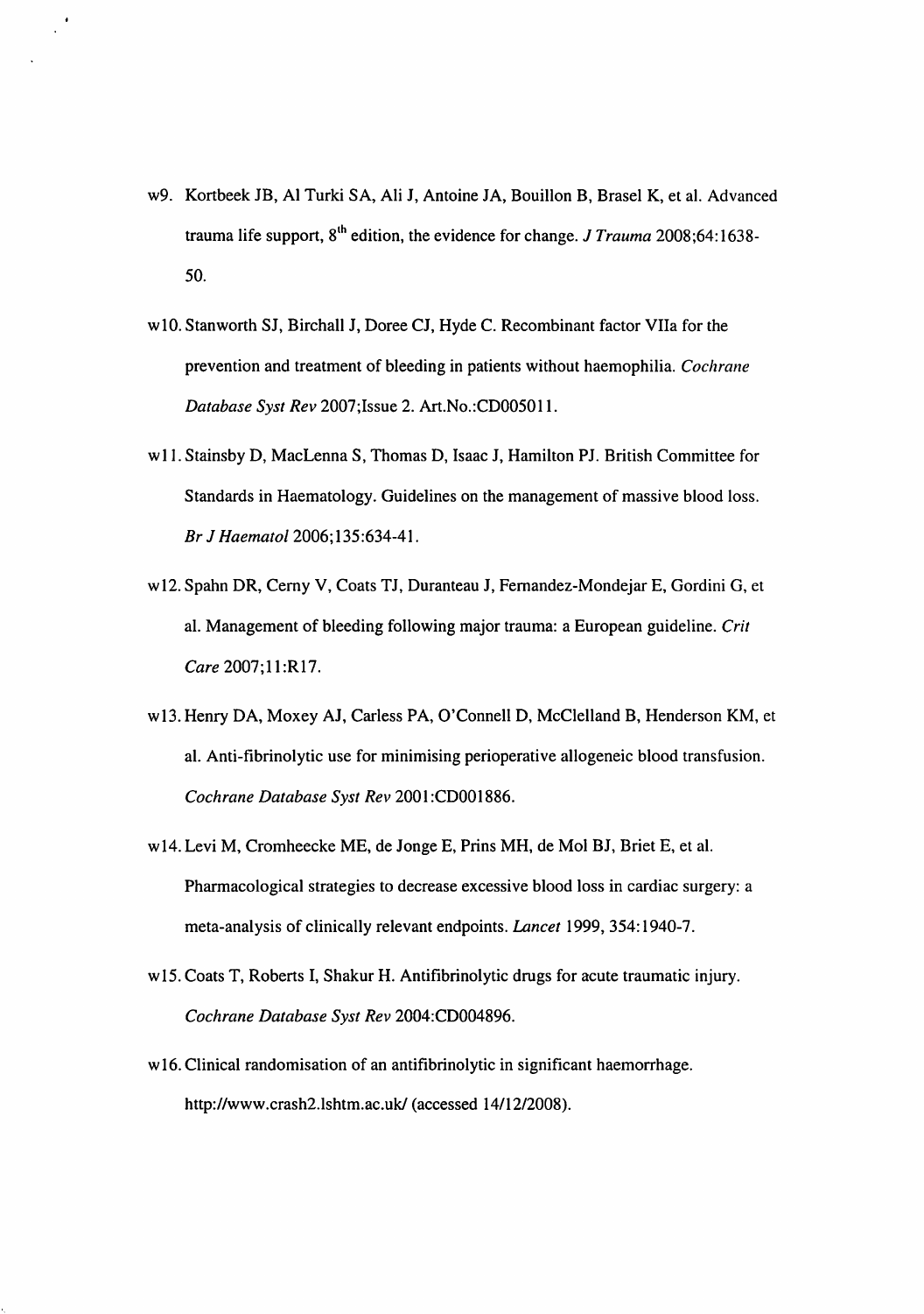w9. Kortbeek JB, Al Turki SA, Ali J, Antoine JA, Bouillon B, Brasel K, et al. Advanced trauma life support, 8th edition, the evidence for change. *J Trauma* 2008;64:1638-50.

w10. Stanworth SJ, Birchall J, Doree CJ, Hyde C. Recombinant factor VIIa for the prevention and treatment of bleeding in patients without haemophilia. *Cochrane Database Syst Rev* 2007;Issue 2. Art.No.:CD005011.

w11. Stainsby D, MacLenna S, Thomas D, Isaac J, Hamilton PJ. British Committee for Standards in Haematology. Guidelines on the management of massive blood loss. *Br J Haematol* 2006;135:634-41.

w12. Spahn DR, Cerny V, Coats TJ, Duranteau J, Fernandez-Mondejar E, Gordini G, et al. Management of bleeding following major trauma: a European guideline. *Crit Care* 2007;11:R17.

w13. Henry DA, Moxey AJ, Carless PA, O'Connell D, McClelland B, Henderson KM, et al. Anti-fibrinolytic use for minimising perioperative allogeneic blood transfusion. *Cochrane Database Syst Rev* 2001:CD001886.

w14. Levi M, Cromheecke ME, de Jonge E, Prins MH, de Mol BJ, Briet E, et al. Pharmacological strategies to decrease excessive blood loss in cardiac surgery: a meta-analysis of clinically relevant endpoints. *Lancet* 1999, 354:1940-7.

w15. Coats T, Roberts I, Shakur H. Antifibrinolytic drugs for acute traumatic injury. *Cochrane Database Syst Rev* 2004:CD004896.

w16. Clinical randomisation of an antifibrinolytic in significant haemorrhage. http://www.crash2.lshtm.ac.uk/ (accessed 14/12/2008).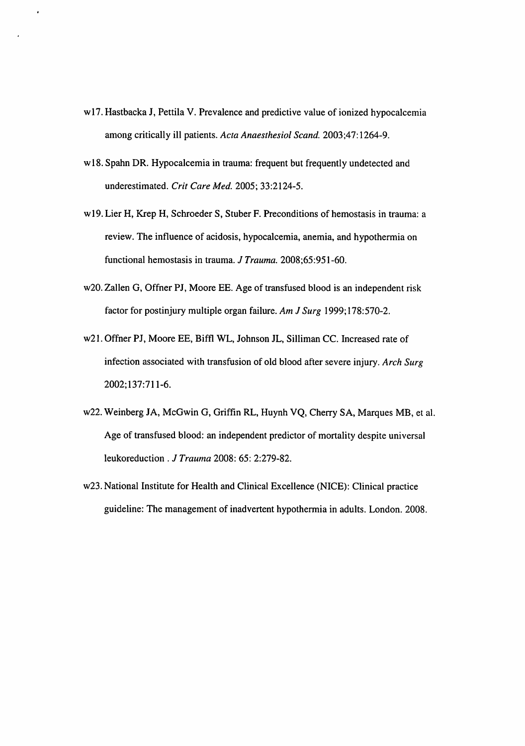w17. Hastbacka J, Pettila V. Prevalence and predictive value of ionized hypocalcemia among critically ill patients. *Acta Anaesthesiol Scand.* 2003;47:1264-9.

w18. Spahn DR. Hypocalcemia in trauma: frequent but frequently undetected and underestimated. *Crit Care Med.* 2005; 33:2124-5.

w19. Lier H, Krep H, Schroeder S, Stuber F. Preconditions of hemostasis in trauma: a review. The influence of acidosis, hypocalcemia, anemia, and hypothermia on functional hemostasis in trauma. *J Trauma.* 2008;65:951-60.

w20. Zallen G, Offner PJ, Moore EE. Age of transfused blood is an independent risk factor for postinjury multiple organ failure. *Am J Surg* 1999;178:570-2.

w21. Offner PJ, Moore EE, Biffl WL, Johnson JL, Silliman CC. Increased rate of infection associated with transfusion of old blood after severe injury. *Arch Surg* 2002;137:711-6.

w22. Weinberg JA, McGwin G, Griffin RL, Huynh VQ, Cherry SA, Marques MB, et al. Age of transfused blood: an independent predictor of mortality despite universal leukoreduction . *J Trauma* 2008: 65: 2:279-82.

w23. National Institute for Health and Clinical Excellence (NICE): Clinical practice guideline: The management of inadvertent hypothermia in adults. London. 2008.